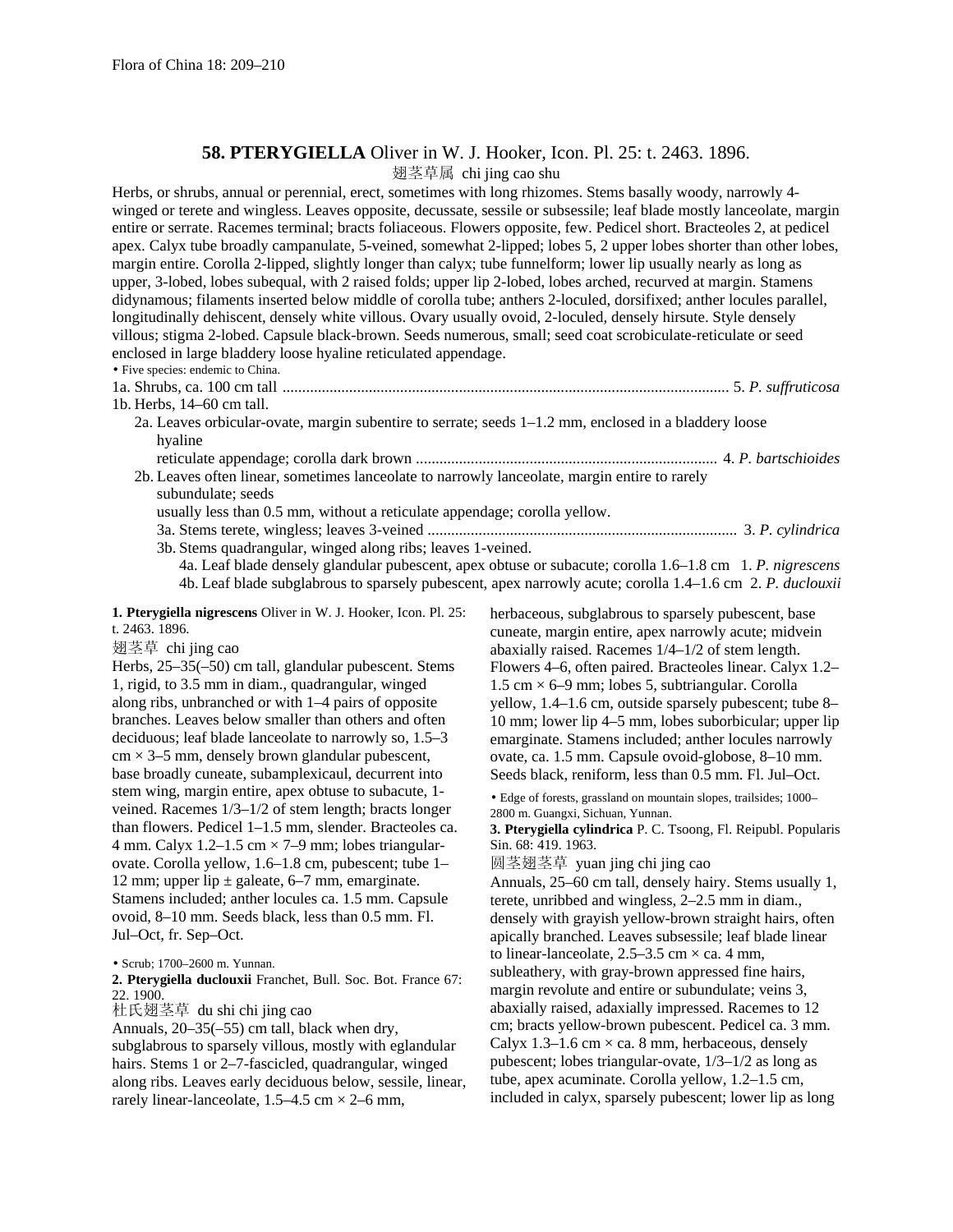## 58. PTERYGIELLA Oliver in W. J. Hooker, Icon. Pl. 25: t. 2463. 1896.

翅茎草属 chi jing cao shu

Herbs, or shrubs, annual or perennial, erect, sometimes with long rhizomes. Stems basally woody, narrowly 4-winged or terete and wingless. Leaves opposite, decussate, sessile or subsessile; leaf blade mostly lanceolate, margin entire or serrate. Racemes terminal; bracts foliaceous. Flowers opposite, few. Pedicel short. Bracteoles 2, at pedicel apex. Calyx tube broadly campanulate, 5-veined, somewhat 2-lipped; lobes 5, 2 upper lobes shorter than other lobes, margin entire. Corolla 2-lipped, slightly longer than calyx; tube funnelform; lower lip usually nearly as long as upper, 3-lobed, lobes subequal, with 2 raised folds; upper lip 2-lobed, lobes arched, recurved at margin. Stamens didynamous; filaments inserted below middle of corolla tube; anthers 2-loculed, dorsifixed; anther locules parallel, longitudinally dehiscent, densely white villous. Ovary usually ovoid, 2-loculed, densely hirsute. Style densely villous; stigma 2-lobed. Capsule black-brown. Seeds numerous, small; seed coat scrobiculate-reticulate or seed enclosed in large bladdery loose hyaline reticulated appendage.

• Five species: endemic to China.

1a. Shrubs, ca. 100 cm tall .......... 5. *P. suffruticosa*
1b. Herbs, 14–60 cm tall.
  2a. Leaves orbicular-ovate, margin subentire to serrate; seeds 1–1.2 mm, enclosed in a bladdery loose hyaline reticulate appendage; corolla dark brown .......... 4. *P. bartschioides*
  2b. Leaves often linear, sometimes lanceolate to narrowly lanceolate, margin entire to rarely subundulate; seeds usually less than 0.5 mm, without a reticulate appendage; corolla yellow.
    3a. Stems terete, wingless; leaves 3-veined .......... 3. *P. cylindrica*
    3b. Stems quadrangular, winged along ribs; leaves 1-veined.
      4a. Leaf blade densely glandular pubescent, apex obtuse or subacute; corolla 1.6–1.8 cm .......... 1. *P. nigrescens*
      4b. Leaf blade subglabrous to sparsely pubescent, apex narrowly acute; corolla 1.4–1.6 cm .......... 2. *P. duclouxii*

**1. Pterygiella nigrescens** Oliver in W. J. Hooker, Icon. Pl. 25: t. 2463. 1896.

翅茎草 chi jing cao

Herbs, 25–35(–50) cm tall, glandular pubescent. Stems 1, rigid, to 3.5 mm in diam., quadrangular, winged along ribs, unbranched or with 1–4 pairs of opposite branches. Leaves below smaller than others and often deciduous; leaf blade lanceolate to narrowly so, 1.5–3 cm × 3–5 mm, densely brown glandular pubescent, base broadly cuneate, subamplexicaul, decurrent into stem wing, margin entire, apex obtuse to subacute, 1-veined. Racemes 1/3–1/2 of stem length; bracts longer than flowers. Pedicel 1–1.5 mm, slender. Bracteoles ca. 4 mm. Calyx 1.2–1.5 cm × 7–9 mm; lobes triangular-ovate. Corolla yellow, 1.6–1.8 cm, pubescent; tube 1–12 mm; upper lip ± galeate, 6–7 mm, emarginate. Stamens included; anther locules ca. 1.5 mm. Capsule ovoid, 8–10 mm. Seeds black, less than 0.5 mm. Fl. Jul–Oct, fr. Sep–Oct.

• Scrub; 1700–2600 m. Yunnan.

**2. Pterygiella duclouxii** Franchet, Bull. Soc. Bot. France 67: 22. 1900.

杜氏翅茎草 du shi chi jing cao

Annuals, 20–35(–55) cm tall, black when dry, subglabrous to sparsely villous, mostly with eglandular hairs. Stems 1 or 2–7-fascicled, quadrangular, winged along ribs. Leaves early deciduous below, sessile, linear, rarely linear-lanceolate, 1.5–4.5 cm × 2–6 mm, herbaceous, subglabrous to sparsely pubescent, base cuneate, margin entire, apex narrowly acute; midvein abaxially raised. Racemes 1/4–1/2 of stem length. Flowers 4–6, often paired. Bracteoles linear. Calyx 1.2–1.5 cm × 6–9 mm; lobes 5, subtriangular. Corolla yellow, 1.4–1.6 cm, outside sparsely pubescent; tube 8–10 mm; lower lip 4–5 mm, lobes suborbicular; upper lip emarginate. Stamens included; anther locules narrowly ovate, ca. 1.5 mm. Capsule ovoid-globose, 8–10 mm. Seeds black, reniform, less than 0.5 mm. Fl. Jul–Oct.

• Edge of forests, grassland on mountain slopes, trailsides; 1000–2800 m. Guangxi, Sichuan, Yunnan.

**3. Pterygiella cylindrica** P. C. Tsoong, Fl. Reipubl. Popularis Sin. 68: 419. 1963.

圆茎翅茎草 yuan jing chi jing cao

Annuals, 25–60 cm tall, densely hairy. Stems usually 1, terete, unribbed and wingless, 2–2.5 mm in diam., densely with grayish yellow-brown straight hairs, often apically branched. Leaves subsessile; leaf blade linear to linear-lanceolate, 2.5–3.5 cm × ca. 4 mm, subleathery, with gray-brown appressed fine hairs, margin revolute and entire or subundulate; veins 3, abaxially raised, adaxially impressed. Racemes to 12 cm; bracts yellow-brown pubescent. Pedicel ca. 3 mm. Calyx 1.3–1.6 cm × ca. 8 mm, herbaceous, densely pubescent; lobes triangular-ovate, 1/3–1/2 as long as tube, apex acuminate. Corolla yellow, 1.2–1.5 cm, included in calyx, sparsely pubescent; lower lip as long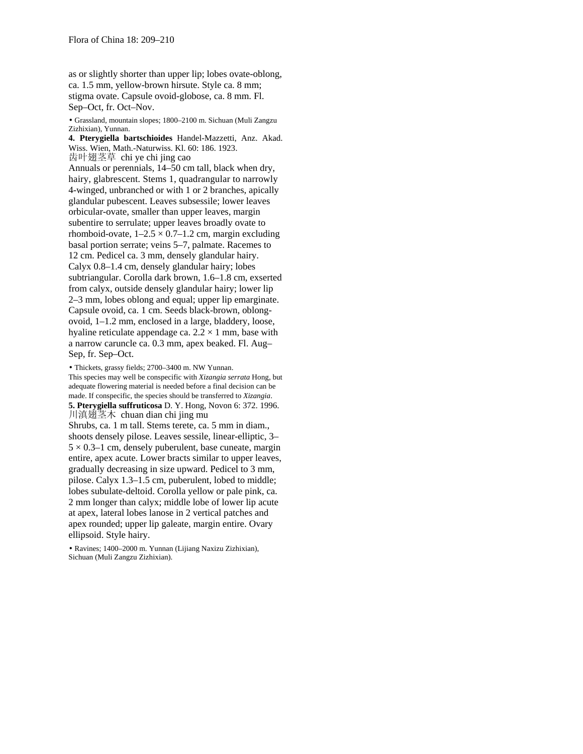as or slightly shorter than upper lip; lobes ovate-oblong, ca. 1.5 mm, yellow-brown hirsute. Style ca. 8 mm; stigma ovate. Capsule ovoid-globose, ca. 8 mm. Fl. Sep–Oct, fr. Oct–Nov.

• Grassland, mountain slopes; 1800–2100 m. Sichuan (Muli Zangzu Zizhixian), Yunnan.

**4. Pterygiella bartschioides** Handel-Mazzetti, Anz. Akad. Wiss. Wien, Math.-Naturwiss. Kl. 60: 186. 1923.

齿叶翅茎草 chi ye chi jing cao

Annuals or perennials, 14–50 cm tall, black when dry, hairy, glabrescent. Stems 1, quadrangular to narrowly 4-winged, unbranched or with 1 or 2 branches, apically glandular pubescent. Leaves subsessile; lower leaves orbicular-ovate, smaller than upper leaves, margin subentire to serrulate; upper leaves broadly ovate to rhomboid-ovate, 1–2.5 × 0.7–1.2 cm, margin excluding basal portion serrate; veins 5–7, palmate. Racemes to 12 cm. Pedicel ca. 3 mm, densely glandular hairy. Calyx 0.8–1.4 cm, densely glandular hairy; lobes subtriangular. Corolla dark brown, 1.6–1.8 cm, exserted from calyx, outside densely glandular hairy; lower lip 2–3 mm, lobes oblong and equal; upper lip emarginate. Capsule ovoid, ca. 1 cm. Seeds black-brown, oblong-ovoid, 1–1.2 mm, enclosed in a large, bladdery, loose, hyaline reticulate appendage ca. 2.2 × 1 mm, base with a narrow caruncle ca. 0.3 mm, apex beaked. Fl. Aug–Sep, fr. Sep–Oct.

• Thickets, grassy fields; 2700–3400 m. NW Yunnan.

This species may well be conspecific with *Xizangia serrata* Hong, but adequate flowering material is needed before a final decision can be made. If conspecific, the species should be transferred to *Xizangia*.

**5. Pterygiella suffruticosa** D. Y. Hong, Novon 6: 372. 1996.

川滇翅茎木 chuan dian chi jing mu

Shrubs, ca. 1 m tall. Stems terete, ca. 5 mm in diam., shoots densely pilose. Leaves sessile, linear-elliptic, 3–5 × 0.3–1 cm, densely puberulent, base cuneate, margin entire, apex acute. Lower bracts similar to upper leaves, gradually decreasing in size upward. Pedicel to 3 mm, pilose. Calyx 1.3–1.5 cm, puberulent, lobed to middle; lobes subulate-deltoid. Corolla yellow or pale pink, ca. 2 mm longer than calyx; middle lobe of lower lip acute at apex, lateral lobes lanose in 2 vertical patches and apex rounded; upper lip galeate, margin entire. Ovary ellipsoid. Style hairy.

• Ravines; 1400–2000 m. Yunnan (Lijiang Naxizu Zizhixian), Sichuan (Muli Zangzu Zizhixian).